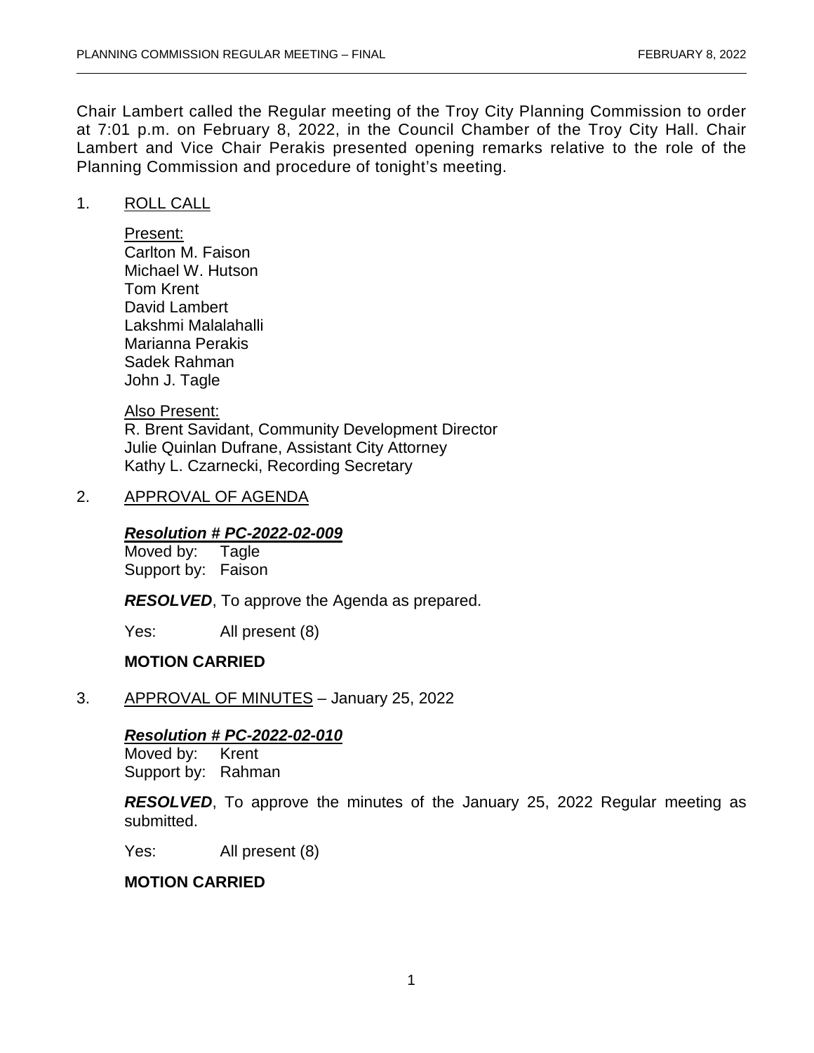Chair Lambert called the Regular meeting of the Troy City Planning Commission to order at 7:01 p.m. on February 8, 2022, in the Council Chamber of the Troy City Hall. Chair Lambert and Vice Chair Perakis presented opening remarks relative to the role of the Planning Commission and procedure of tonight's meeting.

1. ROLL CALL

   Present:
   Carlton M. Faison
   Michael W. Hutson
   Tom Krent
   David Lambert
   Lakshmi Malalahalli
   Marianna Perakis
   Sadek Rahman
   John J. Tagle

   Also Present:
   R. Brent Savidant, Community Development Director
   Julie Quinlan Dufrane, Assistant City Attorney
   Kathy L. Czarnecki, Recording Secretary

2. APPROVAL OF AGENDA

   ***Resolution # PC-2022-02-009***
   Moved by: Tagle
   Support by: Faison

   ***RESOLVED***, To approve the Agenda as prepared.

   Yes: All present (8)

   **MOTION CARRIED**

3. APPROVAL OF MINUTES – January 25, 2022

   ***Resolution # PC-2022-02-010***
   Moved by: Krent
   Support by: Rahman

   ***RESOLVED***, To approve the minutes of the January 25, 2022 Regular meeting as submitted.

   Yes: All present (8)

   **MOTION CARRIED**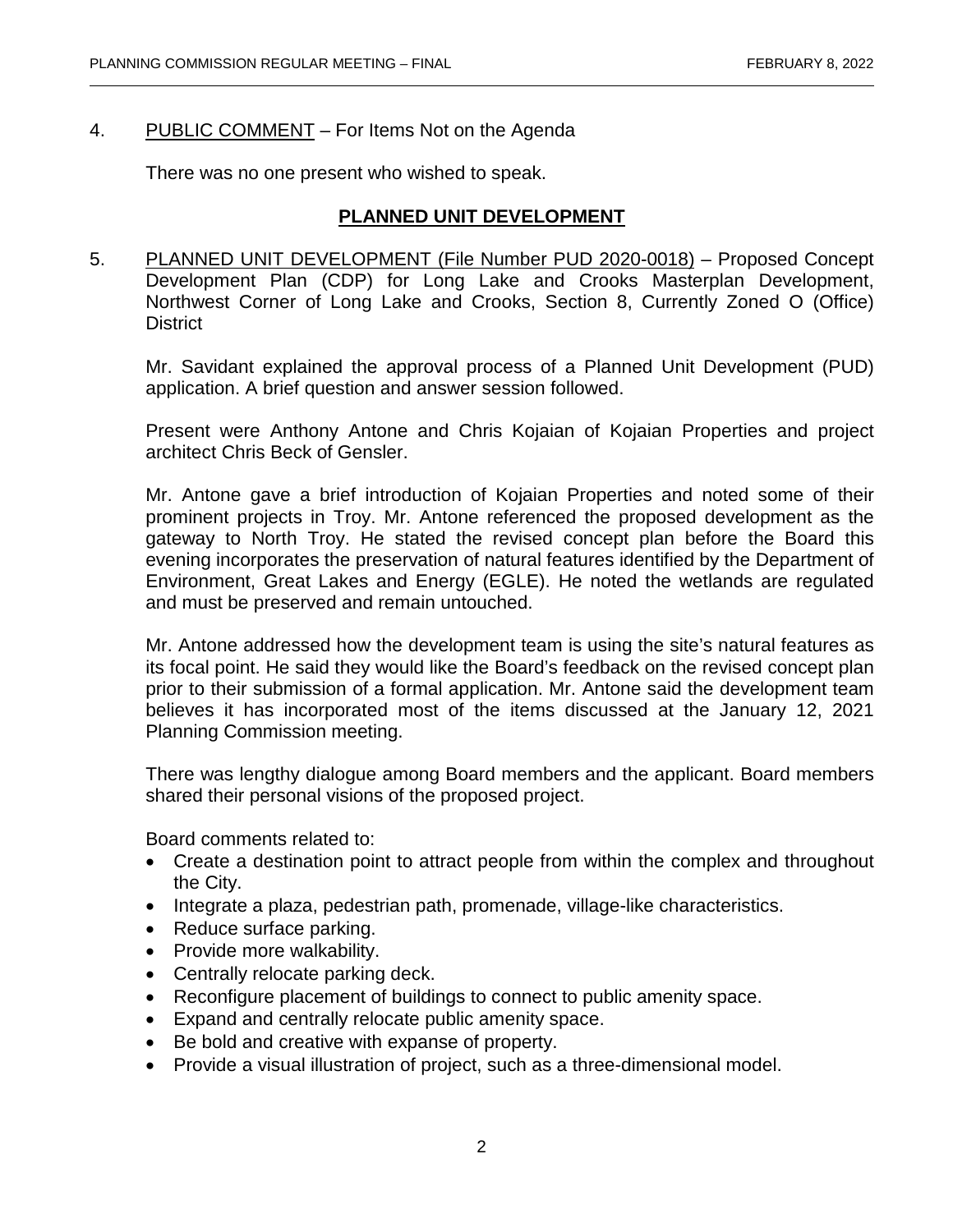4. PUBLIC COMMENT – For Items Not on the Agenda

There was no one present who wished to speak.

## PLANNED UNIT DEVELOPMENT

5. PLANNED UNIT DEVELOPMENT (File Number PUD 2020-0018) – Proposed Concept Development Plan (CDP) for Long Lake and Crooks Masterplan Development, Northwest Corner of Long Lake and Crooks, Section 8, Currently Zoned O (Office) District

Mr. Savidant explained the approval process of a Planned Unit Development (PUD) application. A brief question and answer session followed.

Present were Anthony Antone and Chris Kojaian of Kojaian Properties and project architect Chris Beck of Gensler.

Mr. Antone gave a brief introduction of Kojaian Properties and noted some of their prominent projects in Troy. Mr. Antone referenced the proposed development as the gateway to North Troy. He stated the revised concept plan before the Board this evening incorporates the preservation of natural features identified by the Department of Environment, Great Lakes and Energy (EGLE). He noted the wetlands are regulated and must be preserved and remain untouched.

Mr. Antone addressed how the development team is using the site's natural features as its focal point. He said they would like the Board's feedback on the revised concept plan prior to their submission of a formal application. Mr. Antone said the development team believes it has incorporated most of the items discussed at the January 12, 2021 Planning Commission meeting.

There was lengthy dialogue among Board members and the applicant. Board members shared their personal visions of the proposed project.

Board comments related to:

- Create a destination point to attract people from within the complex and throughout the City.
- Integrate a plaza, pedestrian path, promenade, village-like characteristics.
- Reduce surface parking.
- Provide more walkability.
- Centrally relocate parking deck.
- Reconfigure placement of buildings to connect to public amenity space.
- Expand and centrally relocate public amenity space.
- Be bold and creative with expanse of property.
- Provide a visual illustration of project, such as a three-dimensional model.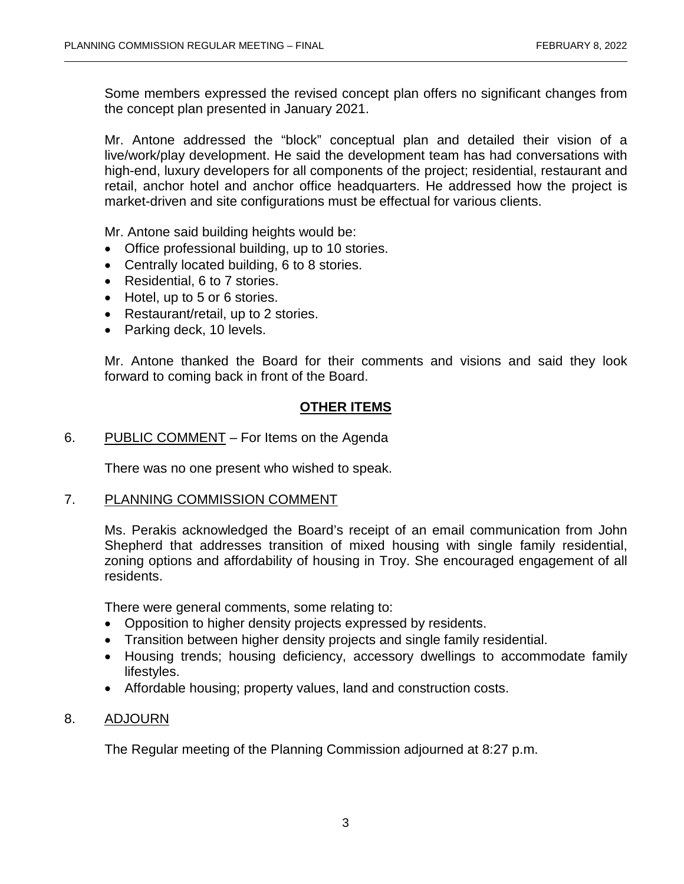Some members expressed the revised concept plan offers no significant changes from the concept plan presented in January 2021.

Mr. Antone addressed the "block" conceptual plan and detailed their vision of a live/work/play development. He said the development team has had conversations with high-end, luxury developers for all components of the project; residential, restaurant and retail, anchor hotel and anchor office headquarters. He addressed how the project is market-driven and site configurations must be effectual for various clients.

Mr. Antone said building heights would be:

- Office professional building, up to 10 stories.
- Centrally located building, 6 to 8 stories.
- Residential, 6 to 7 stories.
- Hotel, up to 5 or 6 stories.
- Restaurant/retail, up to 2 stories.
- Parking deck, 10 levels.

Mr. Antone thanked the Board for their comments and visions and said they look forward to coming back in front of the Board.

## OTHER ITEMS

6. PUBLIC COMMENT – For Items on the Agenda

There was no one present who wished to speak.

7. PLANNING COMMISSION COMMENT

Ms. Perakis acknowledged the Board's receipt of an email communication from John Shepherd that addresses transition of mixed housing with single family residential, zoning options and affordability of housing in Troy. She encouraged engagement of all residents.

There were general comments, some relating to:

- Opposition to higher density projects expressed by residents.
- Transition between higher density projects and single family residential.
- Housing trends; housing deficiency, accessory dwellings to accommodate family lifestyles.
- Affordable housing; property values, land and construction costs.

8. ADJOURN

The Regular meeting of the Planning Commission adjourned at 8:27 p.m.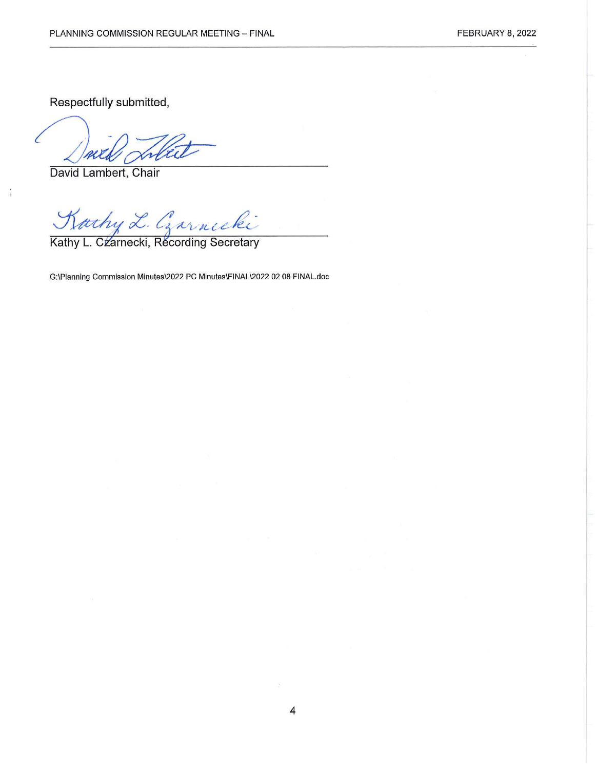Respectfully submitted,

David Lambert, Chair

Kathy L. Czarnecki, Recording Secretary

G:\Planning Commission Minutes\2022 PC Minutes\FINAL\2022 02 08 FINAL.doc